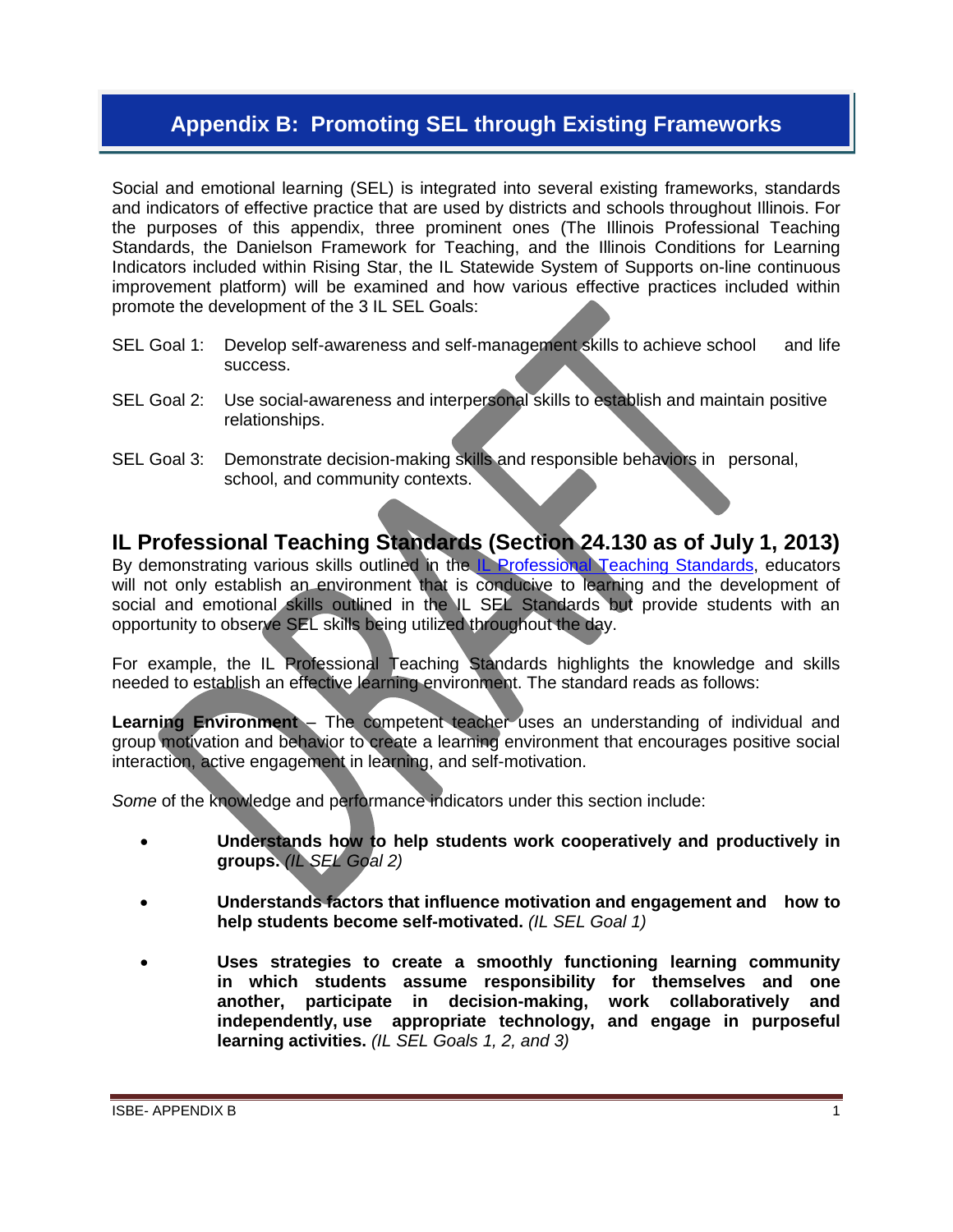# Appendix B: Promoting SEL through Existing Frameworks

Social and emotional learning (SEL) is integrated into several existing frameworks, standards and indicators of effective practice that are used by districts and schools throughout Illinois. For the purposes of this appendix, three prominent ones (The Illinois Professional Teaching Standards, the Danielson Framework for Teaching, and the Illinois Conditions for Learning Indicators included within Rising Star, the IL Statewide System of Supports on-line continuous improvement platform) will be examined and how various effective practices included within promote the development of the 3 IL SEL Goals:

SEL Goal 1: Develop self-awareness and self-management skills to achieve school and life success.

SEL Goal 2: Use social-awareness and interpersonal skills to establish and maintain positive relationships.

SEL Goal 3: Demonstrate decision-making skills and responsible behaviors in personal, school, and community contexts.

## IL Professional Teaching Standards (Section 24.130 as of July 1, 2013)

By demonstrating various skills outlined in the IL Professional Teaching Standards, educators will not only establish an environment that is conducive to learning and the development of social and emotional skills outlined in the IL SEL Standards but provide students with an opportunity to observe SEL skills being utilized throughout the day.

For example, the IL Professional Teaching Standards highlights the knowledge and skills needed to establish an effective learning environment. The standard reads as follows:

**Learning Environment** – The competent teacher uses an understanding of individual and group motivation and behavior to create a learning environment that encourages positive social interaction, active engagement in learning, and self-motivation.

*Some* of the knowledge and performance indicators under this section include:

- **Understands how to help students work cooperatively and productively in groups.** *(IL SEL Goal 2)*
- **Understands factors that influence motivation and engagement and how to help students become self-motivated.** *(IL SEL Goal 1)*
- **Uses strategies to create a smoothly functioning learning community in which students assume responsibility for themselves and one another, participate in decision-making, work collaboratively and independently, use appropriate technology, and engage in purposeful learning activities.** *(IL SEL Goals 1, 2, and 3)*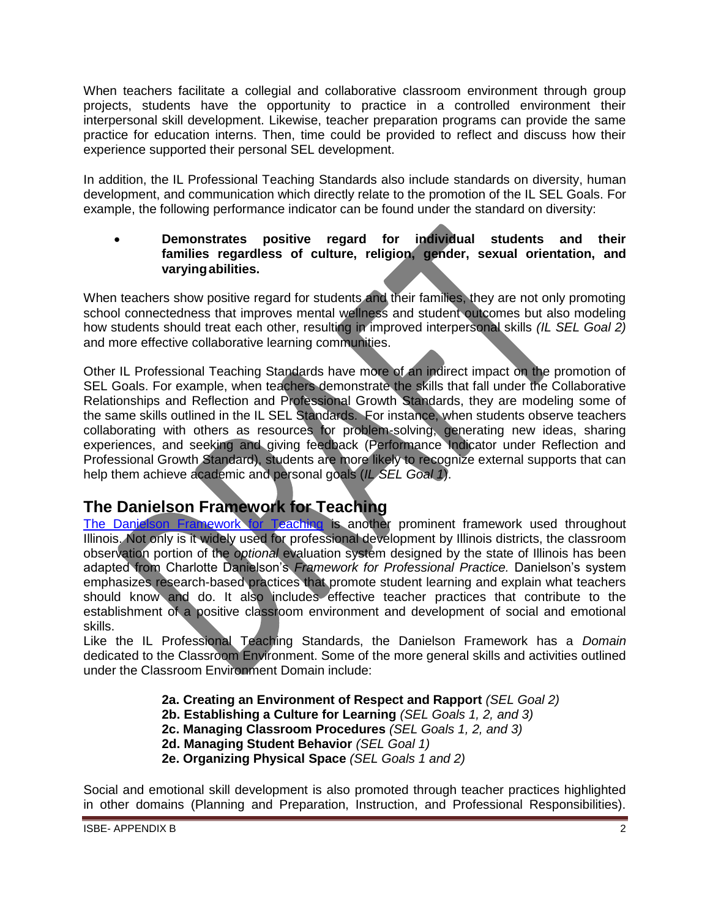When teachers facilitate a collegial and collaborative classroom environment through group projects, students have the opportunity to practice in a controlled environment their interpersonal skill development. Likewise, teacher preparation programs can provide the same practice for education interns. Then, time could be provided to reflect and discuss how their experience supported their personal SEL development.

In addition, the IL Professional Teaching Standards also include standards on diversity, human development, and communication which directly relate to the promotion of the IL SEL Goals. For example, the following performance indicator can be found under the standard on diversity:

- **Demonstrates positive regard for individual students and their families regardless of culture, religion, gender, sexual orientation, and varying abilities.**

When teachers show positive regard for students and their families, they are not only promoting school connectedness that improves mental wellness and student outcomes but also modeling how students should treat each other, resulting in improved interpersonal skills *(IL SEL Goal 2)* and more effective collaborative learning communities.

Other IL Professional Teaching Standards have more of an indirect impact on the promotion of SEL Goals. For example, when teachers demonstrate the skills that fall under the Collaborative Relationships and Reflection and Professional Growth Standards, they are modeling some of the same skills outlined in the IL SEL Standards. For instance, when students observe teachers collaborating with others as resources for problem-solving, generating new ideas, sharing experiences, and seeking and giving feedback (Performance Indicator under Reflection and Professional Growth Standard), students are more likely to recognize external supports that can help them achieve academic and personal goals (*IL SEL Goal 1*).

## The Danielson Framework for Teaching

[The Danielson Framework for Teaching]() is another prominent framework used throughout Illinois. Not only is it widely used for professional development by Illinois districts, the classroom observation portion of the *optional* evaluation system designed by the state of Illinois has been adapted from Charlotte Danielson's *Framework for Professional Practice.* Danielson's system emphasizes research-based practices that promote student learning and explain what teachers should know and do. It also includes effective teacher practices that contribute to the establishment of a positive classroom environment and development of social and emotional skills.

Like the IL Professional Teaching Standards, the Danielson Framework has a *Domain* dedicated to the Classroom Environment. Some of the more general skills and activities outlined under the Classroom Environment Domain include:

**2a. Creating an Environment of Respect and Rapport** *(SEL Goal 2)*
**2b. Establishing a Culture for Learning** *(SEL Goals 1, 2, and 3)*
**2c. Managing Classroom Procedures** *(SEL Goals 1, 2, and 3)*
**2d. Managing Student Behavior** *(SEL Goal 1)*
**2e. Organizing Physical Space** *(SEL Goals 1 and 2)*

Social and emotional skill development is also promoted through teacher practices highlighted in other domains (Planning and Preparation, Instruction, and Professional Responsibilities).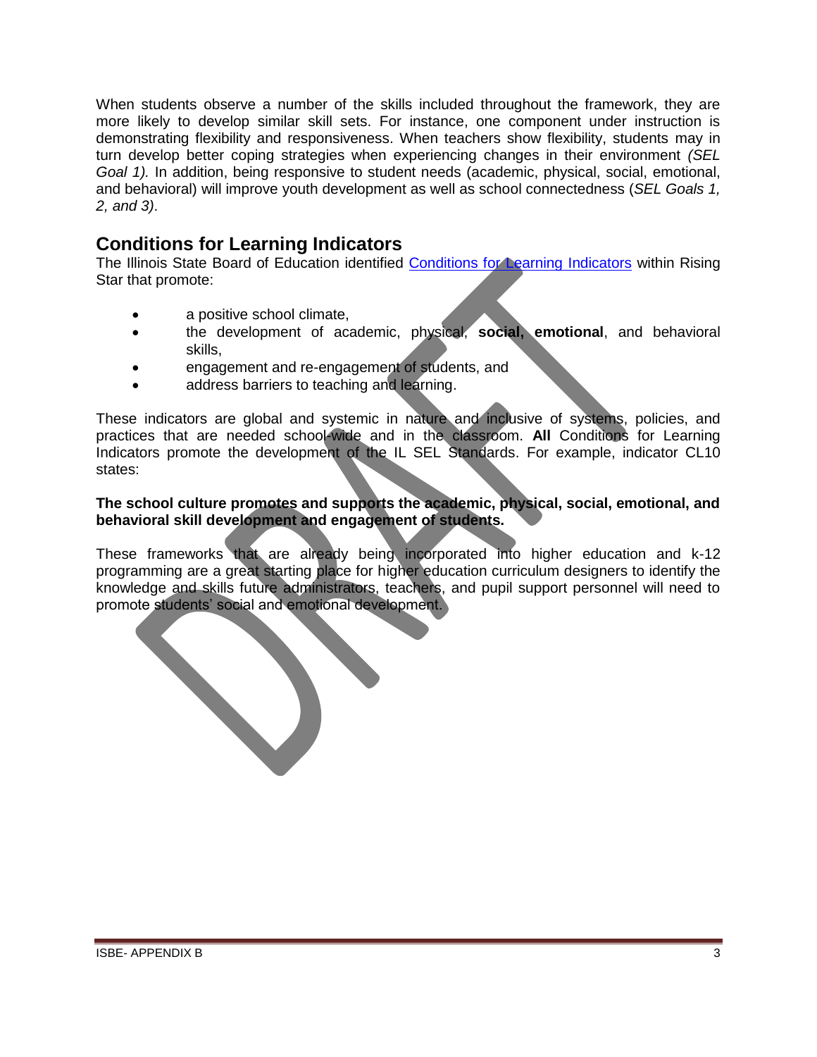When students observe a number of the skills included throughout the framework, they are more likely to develop similar skill sets. For instance, one component under instruction is demonstrating flexibility and responsiveness. When teachers show flexibility, students may in turn develop better coping strategies when experiencing changes in their environment *(SEL Goal 1).* In addition, being responsive to student needs (academic, physical, social, emotional, and behavioral) will improve youth development as well as school connectedness (*SEL Goals 1, 2, and 3)*.

## Conditions for Learning Indicators

The Illinois State Board of Education identified Conditions for Learning Indicators within Rising Star that promote:

- a positive school climate,
- the development of academic, physical, **social, emotional**, and behavioral skills,
- engagement and re-engagement of students, and
- address barriers to teaching and learning.

These indicators are global and systemic in nature and inclusive of systems, policies, and practices that are needed school-wide and in the classroom. **All** Conditions for Learning Indicators promote the development of the IL SEL Standards. For example, indicator CL10 states:

**The school culture promotes and supports the academic, physical, social, emotional, and behavioral skill development and engagement of students.**

These frameworks that are already being incorporated into higher education and k-12 programming are a great starting place for higher education curriculum designers to identify the knowledge and skills future administrators, teachers, and pupil support personnel will need to promote students' social and emotional development.